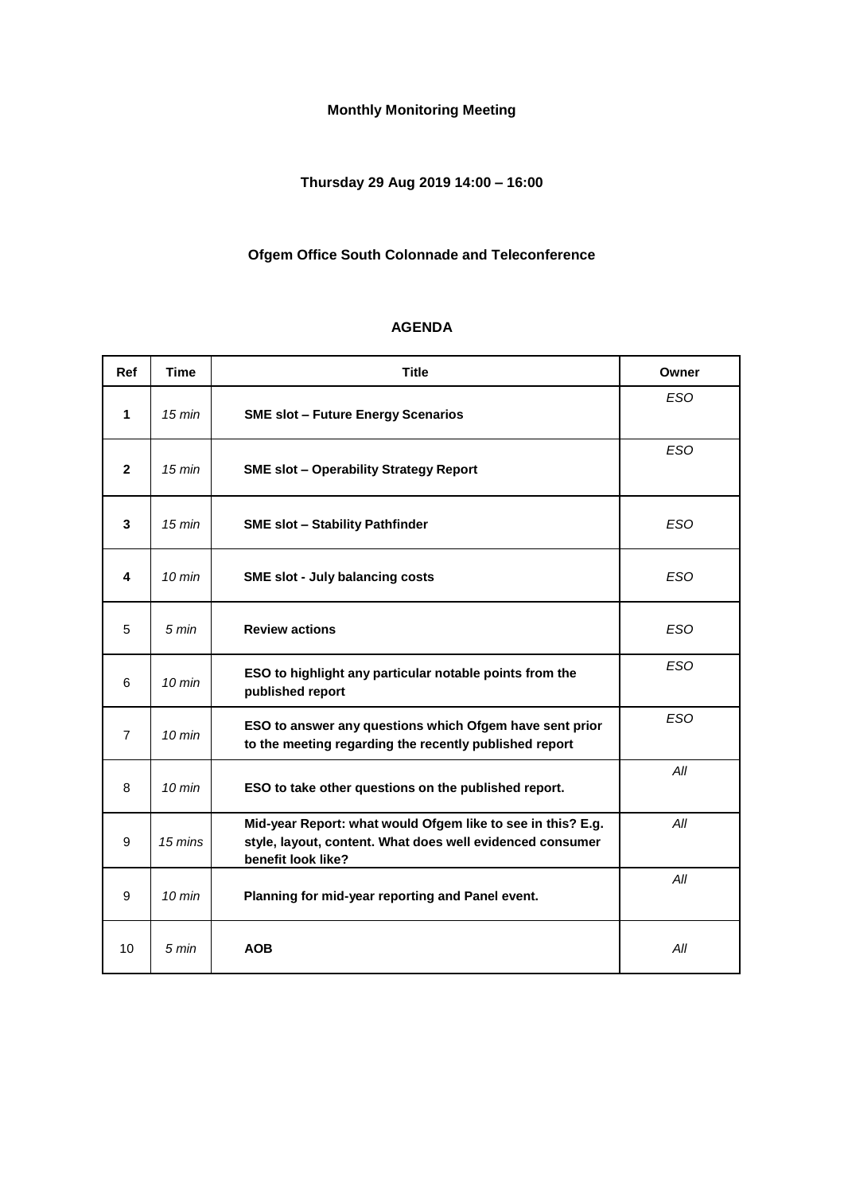**Monthly Monitoring Meeting**

**Thursday 29 Aug 2019 14:00 – 16:00**

**Ofgem Office South Colonnade and Teleconference**

**AGENDA**

| Ref | Time | Title | Owner |
|---|---|---|---|
| **1** | *15 min* | **SME slot – Future Energy Scenarios** | *ESO* |
| **2** | *15 min* | **SME slot – Operability Strategy Report** | *ESO* |
| **3** | *15 min* | **SME slot – Stability Pathfinder** | *ESO* |
| **4** | *10 min* | **SME slot - July balancing costs** | *ESO* |
| 5 | *5 min* | **Review actions** | *ESO* |
| 6 | *10 min* | **ESO to highlight any particular notable points from the published report** | *ESO* |
| 7 | *10 min* | **ESO to answer any questions which Ofgem have sent prior to the meeting regarding the recently published report** | *ESO* |
| 8 | *10 min* | **ESO to take other questions on the published report.** | *All* |
| 9 | *15 mins* | **Mid-year Report: what would Ofgem like to see in this? E.g. style, layout, content. What does well evidenced consumer benefit look like?** | *All* |
| 9 | *10 min* | **Planning for mid-year reporting and Panel event.** | *All* |
| 10 | *5 min* | **AOB** | *All* |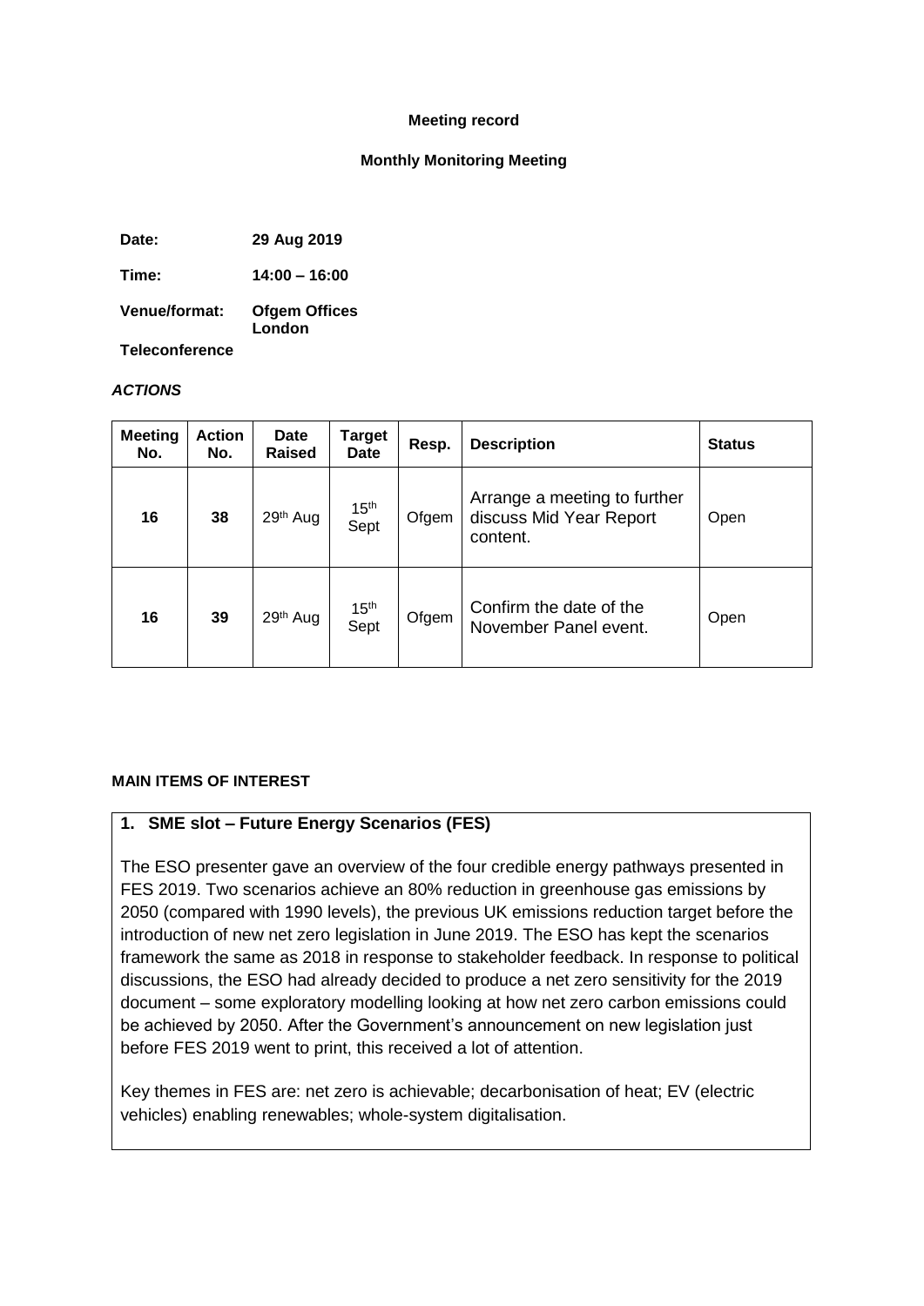**Meeting record**

**Monthly Monitoring Meeting**

**Date:** 29 Aug 2019

**Time:** 14:00 – 16:00

**Venue/format:** Ofgem Offices London

**Teleconference**

***ACTIONS***

| Meeting No. | Action No. | Date Raised | Target Date | Resp. | Description | Status |
|---|---|---|---|---|---|---|
| 16 | 38 | 29th Aug | 15th Sept | Ofgem | Arrange a meeting to further discuss Mid Year Report content. | Open |
| 16 | 39 | 29th Aug | 15th Sept | Ofgem | Confirm the date of the November Panel event. | Open |

**MAIN ITEMS OF INTEREST**

**1. SME slot – Future Energy Scenarios (FES)**

The ESO presenter gave an overview of the four credible energy pathways presented in FES 2019. Two scenarios achieve an 80% reduction in greenhouse gas emissions by 2050 (compared with 1990 levels), the previous UK emissions reduction target before the introduction of new net zero legislation in June 2019. The ESO has kept the scenarios framework the same as 2018 in response to stakeholder feedback. In response to political discussions, the ESO had already decided to produce a net zero sensitivity for the 2019 document – some exploratory modelling looking at how net zero carbon emissions could be achieved by 2050. After the Government's announcement on new legislation just before FES 2019 went to print, this received a lot of attention.

Key themes in FES are: net zero is achievable; decarbonisation of heat; EV (electric vehicles) enabling renewables; whole-system digitalisation.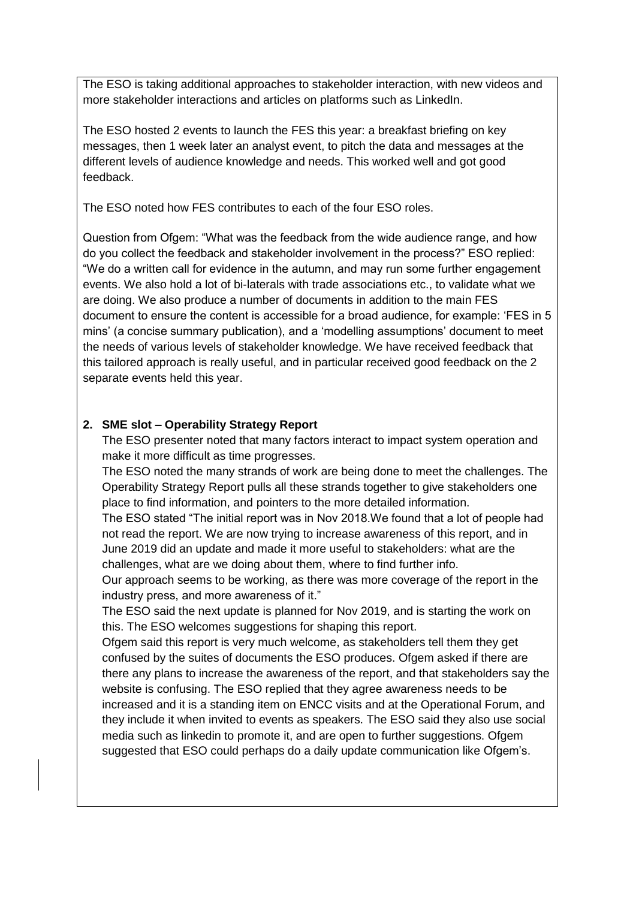The ESO is taking additional approaches to stakeholder interaction, with new videos and more stakeholder interactions and articles on platforms such as LinkedIn.

The ESO hosted 2 events to launch the FES this year: a breakfast briefing on key messages, then 1 week later an analyst event, to pitch the data and messages at the different levels of audience knowledge and needs. This worked well and got good feedback.

The ESO noted how FES contributes to each of the four ESO roles.

Question from Ofgem: "What was the feedback from the wide audience range, and how do you collect the feedback and stakeholder involvement in the process?" ESO replied: "We do a written call for evidence in the autumn, and may run some further engagement events. We also hold a lot of bi-laterals with trade associations etc., to validate what we are doing. We also produce a number of documents in addition to the main FES document to ensure the content is accessible for a broad audience, for example: 'FES in 5 mins' (a concise summary publication), and a 'modelling assumptions' document to meet the needs of various levels of stakeholder knowledge. We have received feedback that this tailored approach is really useful, and in particular received good feedback on the 2 separate events held this year.

**2. SME slot – Operability Strategy Report**

The ESO presenter noted that many factors interact to impact system operation and make it more difficult as time progresses.

The ESO noted the many strands of work are being done to meet the challenges. The Operability Strategy Report pulls all these strands together to give stakeholders one place to find information, and pointers to the more detailed information.

The ESO stated "The initial report was in Nov 2018.We found that a lot of people had not read the report. We are now trying to increase awareness of this report, and in June 2019 did an update and made it more useful to stakeholders: what are the challenges, what are we doing about them, where to find further info.

Our approach seems to be working, as there was more coverage of the report in the industry press, and more awareness of it."

The ESO said the next update is planned for Nov 2019, and is starting the work on this. The ESO welcomes suggestions for shaping this report.

Ofgem said this report is very much welcome, as stakeholders tell them they get confused by the suites of documents the ESO produces. Ofgem asked if there are there any plans to increase the awareness of the report, and that stakeholders say the website is confusing. The ESO replied that they agree awareness needs to be increased and it is a standing item on ENCC visits and at the Operational Forum, and they include it when invited to events as speakers. The ESO said they also use social media such as linkedin to promote it, and are open to further suggestions. Ofgem suggested that ESO could perhaps do a daily update communication like Ofgem's.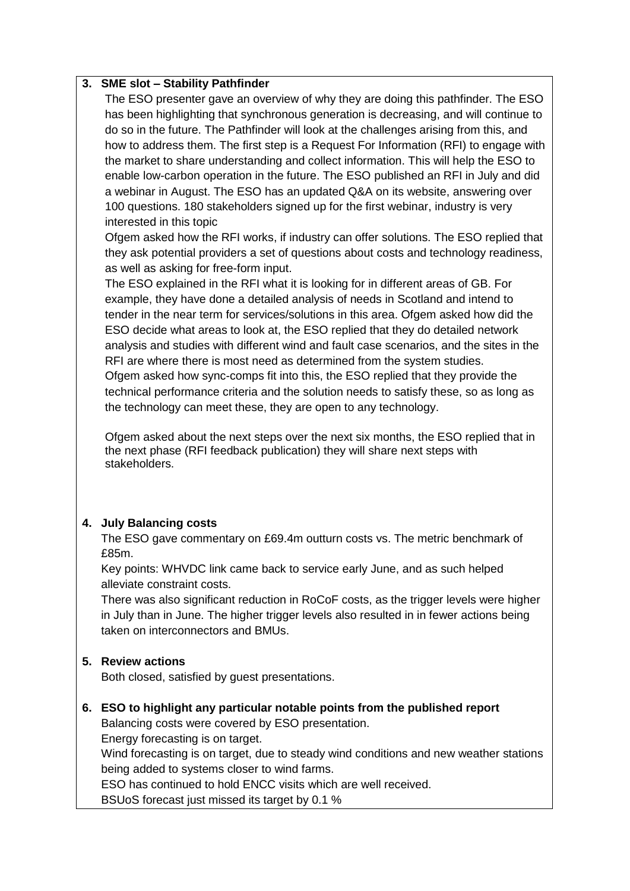**3. SME slot – Stability Pathfinder**

The ESO presenter gave an overview of why they are doing this pathfinder. The ESO has been highlighting that synchronous generation is decreasing, and will continue to do so in the future. The Pathfinder will look at the challenges arising from this, and how to address them. The first step is a Request For Information (RFI) to engage with the market to share understanding and collect information. This will help the ESO to enable low-carbon operation in the future. The ESO published an RFI in July and did a webinar in August. The ESO has an updated Q&A on its website, answering over 100 questions. 180 stakeholders signed up for the first webinar, industry is very interested in this topic

Ofgem asked how the RFI works, if industry can offer solutions. The ESO replied that they ask potential providers a set of questions about costs and technology readiness, as well as asking for free-form input.

The ESO explained in the RFI what it is looking for in different areas of GB. For example, they have done a detailed analysis of needs in Scotland and intend to tender in the near term for services/solutions in this area. Ofgem asked how did the ESO decide what areas to look at, the ESO replied that they do detailed network analysis and studies with different wind and fault case scenarios, and the sites in the RFI are where there is most need as determined from the system studies.

Ofgem asked how sync-comps fit into this, the ESO replied that they provide the technical performance criteria and the solution needs to satisfy these, so as long as the technology can meet these, they are open to any technology.

Ofgem asked about the next steps over the next six months, the ESO replied that in the next phase (RFI feedback publication) they will share next steps with stakeholders.

**4. July Balancing costs**

The ESO gave commentary on £69.4m outturn costs vs. The metric benchmark of £85m.

Key points: WHVDC link came back to service early June, and as such helped alleviate constraint costs.

There was also significant reduction in RoCoF costs, as the trigger levels were higher in July than in June. The higher trigger levels also resulted in in fewer actions being taken on interconnectors and BMUs.

**5. Review actions**

Both closed, satisfied by guest presentations.

**6. ESO to highlight any particular notable points from the published report**

Balancing costs were covered by ESO presentation.

Energy forecasting is on target.

Wind forecasting is on target, due to steady wind conditions and new weather stations being added to systems closer to wind farms.

ESO has continued to hold ENCC visits which are well received.

BSUoS forecast just missed its target by 0.1 %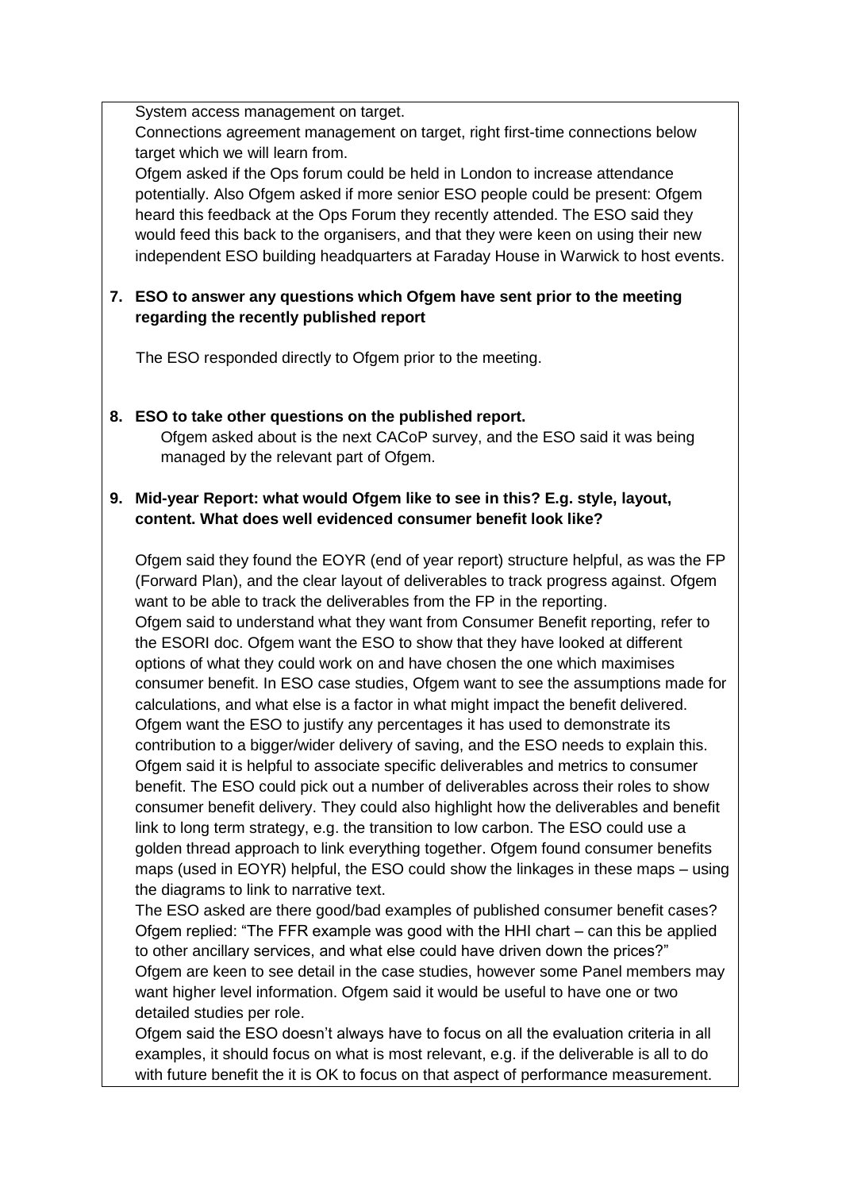System access management on target.

Connections agreement management on target, right first-time connections below target which we will learn from.

Ofgem asked if the Ops forum could be held in London to increase attendance potentially. Also Ofgem asked if more senior ESO people could be present: Ofgem heard this feedback at the Ops Forum they recently attended. The ESO said they would feed this back to the organisers, and that they were keen on using their new independent ESO building headquarters at Faraday House in Warwick to host events.

**7. ESO to answer any questions which Ofgem have sent prior to the meeting regarding the recently published report**

The ESO responded directly to Ofgem prior to the meeting.

**8. ESO to take other questions on the published report.**

Ofgem asked about is the next CACoP survey, and the ESO said it was being managed by the relevant part of Ofgem.

**9. Mid-year Report: what would Ofgem like to see in this? E.g. style, layout, content. What does well evidenced consumer benefit look like?**

Ofgem said they found the EOYR (end of year report) structure helpful, as was the FP (Forward Plan), and the clear layout of deliverables to track progress against. Ofgem want to be able to track the deliverables from the FP in the reporting.

Ofgem said to understand what they want from Consumer Benefit reporting, refer to the ESORI doc. Ofgem want the ESO to show that they have looked at different options of what they could work on and have chosen the one which maximises consumer benefit. In ESO case studies, Ofgem want to see the assumptions made for calculations, and what else is a factor in what might impact the benefit delivered. Ofgem want the ESO to justify any percentages it has used to demonstrate its contribution to a bigger/wider delivery of saving, and the ESO needs to explain this. Ofgem said it is helpful to associate specific deliverables and metrics to consumer benefit. The ESO could pick out a number of deliverables across their roles to show consumer benefit delivery. They could also highlight how the deliverables and benefit link to long term strategy, e.g. the transition to low carbon. The ESO could use a golden thread approach to link everything together. Ofgem found consumer benefits maps (used in EOYR) helpful, the ESO could show the linkages in these maps – using the diagrams to link to narrative text.

The ESO asked are there good/bad examples of published consumer benefit cases? Ofgem replied: "The FFR example was good with the HHI chart – can this be applied to other ancillary services, and what else could have driven down the prices?" Ofgem are keen to see detail in the case studies, however some Panel members may want higher level information. Ofgem said it would be useful to have one or two detailed studies per role.

Ofgem said the ESO doesn't always have to focus on all the evaluation criteria in all examples, it should focus on what is most relevant, e.g. if the deliverable is all to do with future benefit the it is OK to focus on that aspect of performance measurement.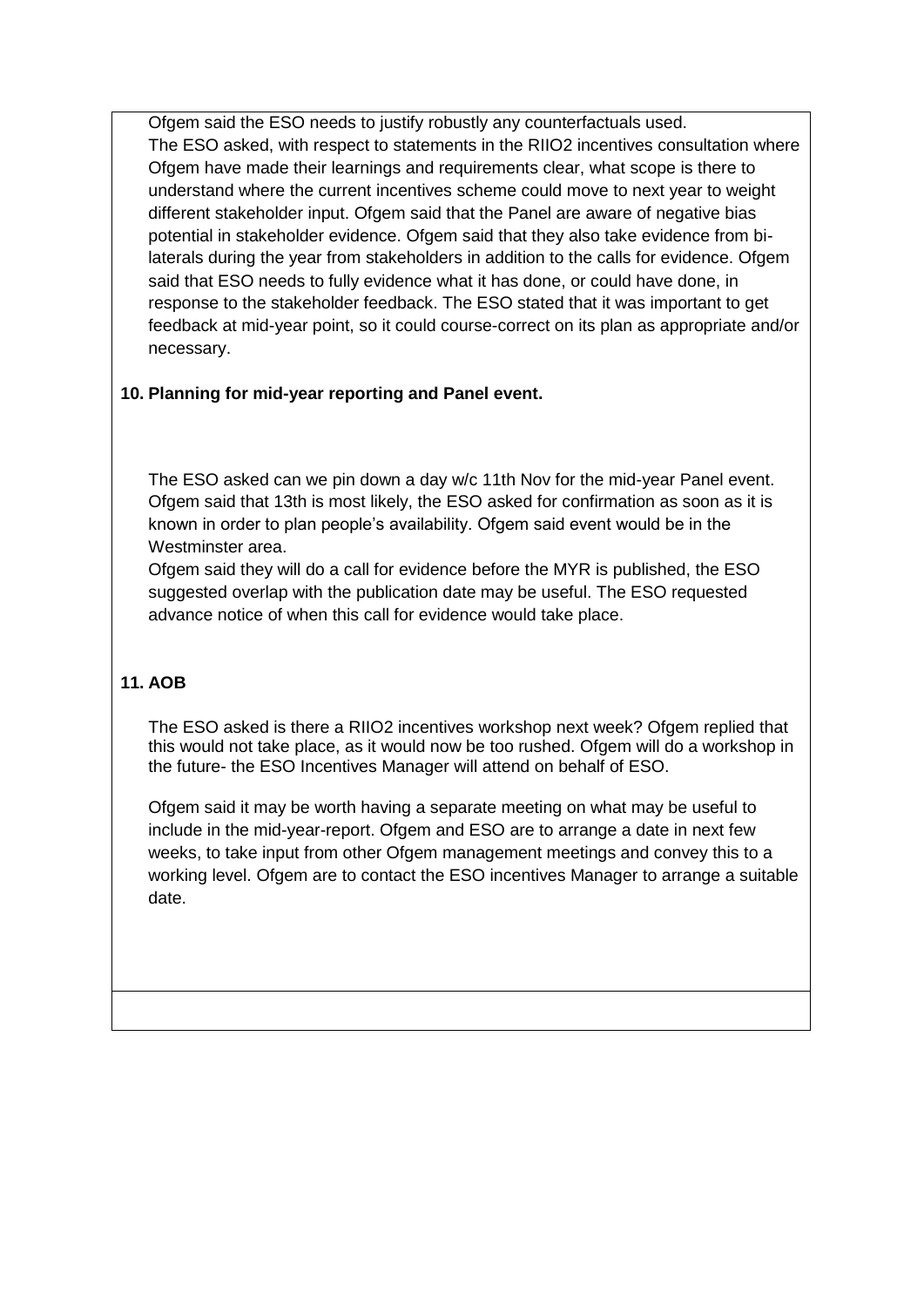Ofgem said the ESO needs to justify robustly any counterfactuals used.
The ESO asked, with respect to statements in the RIIO2 incentives consultation where Ofgem have made their learnings and requirements clear, what scope is there to understand where the current incentives scheme could move to next year to weight different stakeholder input. Ofgem said that the Panel are aware of negative bias potential in stakeholder evidence. Ofgem said that they also take evidence from bi-laterals during the year from stakeholders in addition to the calls for evidence. Ofgem said that ESO needs to fully evidence what it has done, or could have done, in response to the stakeholder feedback. The ESO stated that it was important to get feedback at mid-year point, so it could course-correct on its plan as appropriate and/or necessary.

**10. Planning for mid-year reporting and Panel event.**

The ESO asked can we pin down a day w/c 11th Nov for the mid-year Panel event. Ofgem said that 13th is most likely, the ESO asked for confirmation as soon as it is known in order to plan people's availability. Ofgem said event would be in the Westminster area.
Ofgem said they will do a call for evidence before the MYR is published, the ESO suggested overlap with the publication date may be useful. The ESO requested advance notice of when this call for evidence would take place.

**11. AOB**

The ESO asked is there a RIIO2 incentives workshop next week? Ofgem replied that this would not take place, as it would now be too rushed. Ofgem will do a workshop in the future- the ESO Incentives Manager will attend on behalf of ESO.

Ofgem said it may be worth having a separate meeting on what may be useful to include in the mid-year-report. Ofgem and ESO are to arrange a date in next few weeks, to take input from other Ofgem management meetings and convey this to a working level. Ofgem are to contact the ESO incentives Manager to arrange a suitable date.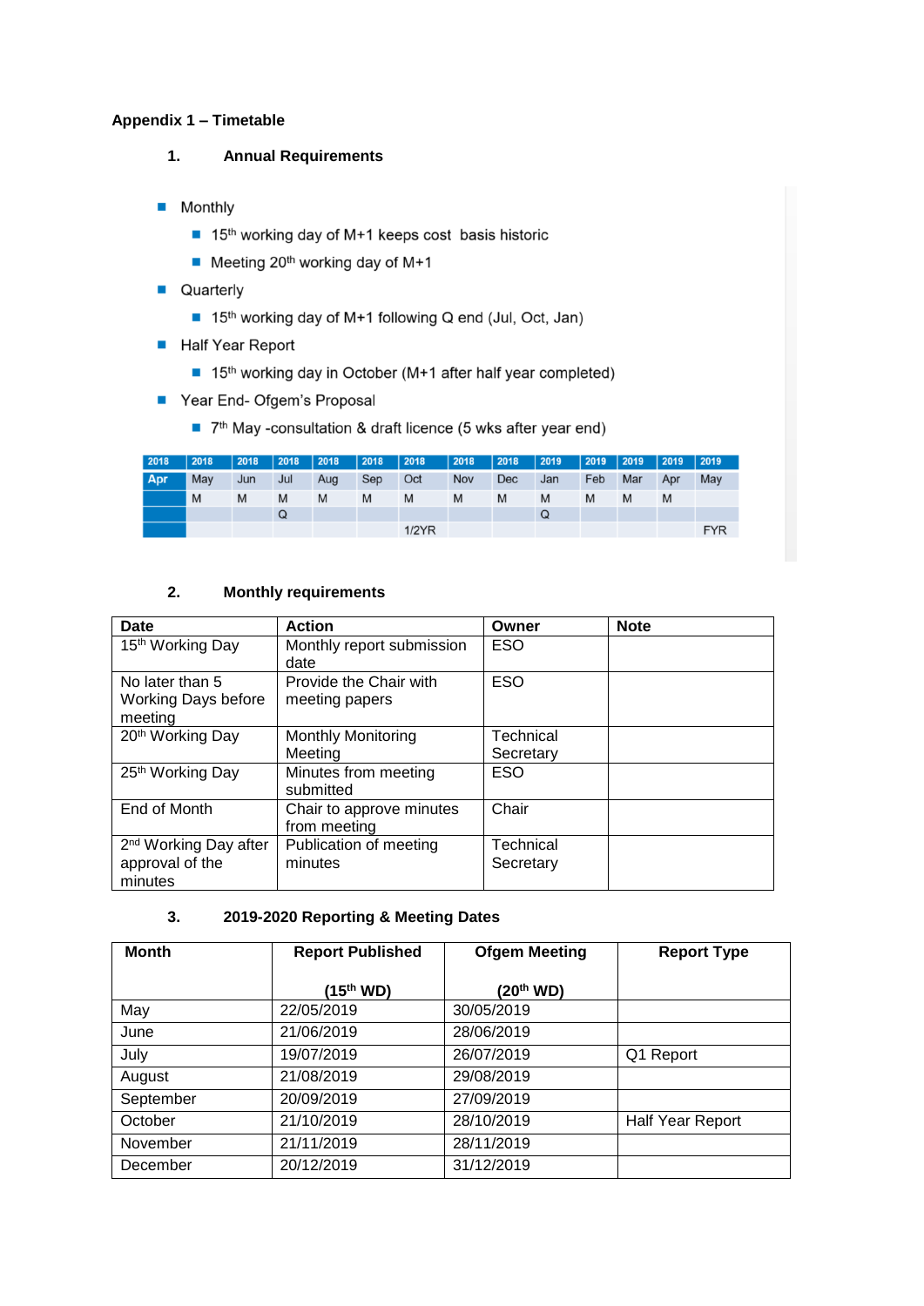**Appendix 1 – Timetable**

1. **Annual Requirements**

- Monthly
  - 15th working day of M+1 keeps cost basis historic
  - Meeting 20th working day of M+1
- Quarterly
  - 15th working day of M+1 following Q end (Jul, Oct, Jan)
- Half Year Report
  - 15th working day in October (M+1 after half year completed)
- Year End- Ofgem's Proposal
  - 7th May -consultation & draft licence (5 wks after year end)

| 2018 | 2018 | 2018 | 2018 | 2018 | 2018 | 2018 | 2018 | 2018 | 2019 | 2019 | 2019 | 2019 | 2019 |
|---|---|---|---|---|---|---|---|---|---|---|---|---|---|
| Apr | May | Jun | Jul | Aug | Sep | Oct | Nov | Dec | Jan | Feb | Mar | Apr | May |
| | M | M | M | M | M | M | M | M | M | M | M | M | |
| | | | Q | | | | | | Q | | | | |
| | | | | | | 1/2YR | | | | | | | FYR |

2. **Monthly requirements**

| Date | Action | Owner | Note |
|---|---|---|---|
| 15th Working Day | Monthly report submission date | ESO | |
| No later than 5 Working Days before meeting | Provide the Chair with meeting papers | ESO | |
| 20th Working Day | Monthly Monitoring Meeting | Technical Secretary | |
| 25th Working Day | Minutes from meeting submitted | ESO | |
| End of Month | Chair to approve minutes from meeting | Chair | |
| 2nd Working Day after approval of the minutes | Publication of meeting minutes | Technical Secretary | |

3. **2019-2020 Reporting & Meeting Dates**

| Month | Report Published (15th WD) | Ofgem Meeting (20th WD) | Report Type |
|---|---|---|---|
| May | 22/05/2019 | 30/05/2019 | |
| June | 21/06/2019 | 28/06/2019 | |
| July | 19/07/2019 | 26/07/2019 | Q1 Report |
| August | 21/08/2019 | 29/08/2019 | |
| September | 20/09/2019 | 27/09/2019 | |
| October | 21/10/2019 | 28/10/2019 | Half Year Report |
| November | 21/11/2019 | 28/11/2019 | |
| December | 20/12/2019 | 31/12/2019 | |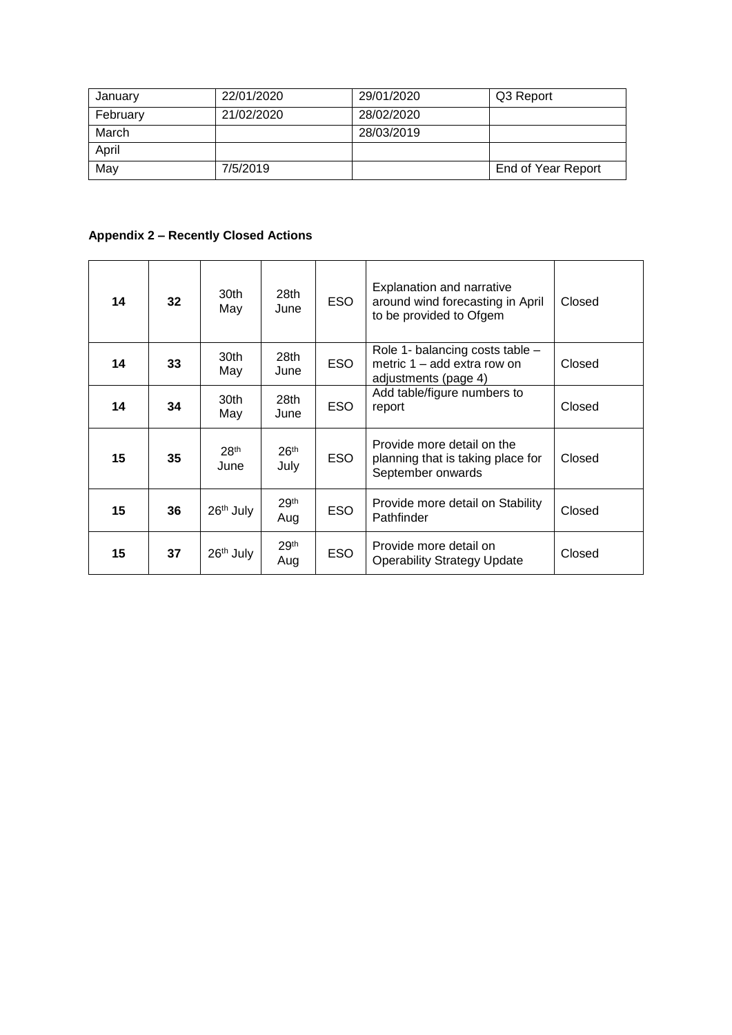| | | | |
|---|---|---|---|
| January | 22/01/2020 | 29/01/2020 | Q3 Report |
| February | 21/02/2020 | 28/02/2020 | |
| March | | 28/03/2019 | |
| April | | | |
| May | 7/5/2019 | | End of Year Report |

**Appendix 2 – Recently Closed Actions**

| | | | | | | |
|---|---|---|---|---|---|---|
| **14** | **32** | 30th May | 28th June | ESO | Explanation and narrative around wind forecasting in April to be provided to Ofgem | Closed |
| **14** | **33** | 30th May | 28th June | ESO | Role 1- balancing costs table – metric 1 – add extra row on adjustments (page 4) | Closed |
| **14** | **34** | 30th May | 28th June | ESO | Add table/figure numbers to report | Closed |
| **15** | **35** | 28th June | 26th July | ESO | Provide more detail on the planning that is taking place for September onwards | Closed |
| **15** | **36** | 26th July | 29th Aug | ESO | Provide more detail on Stability Pathfinder | Closed |
| **15** | **37** | 26th July | 29th Aug | ESO | Provide more detail on Operability Strategy Update | Closed |